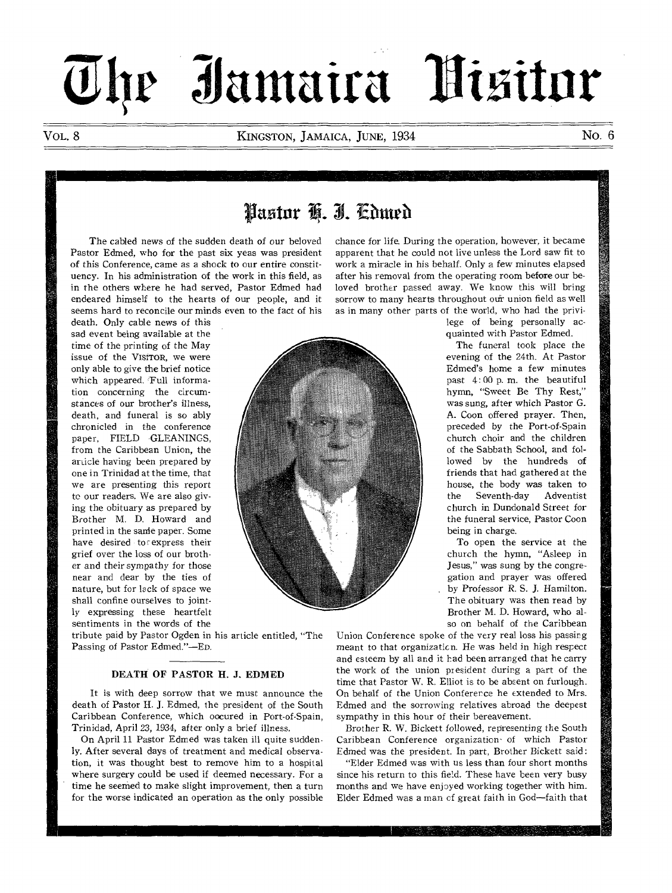# The Jamaica Visitor

VOL. 8 — KINGSTON, JAMAICA, JUNE, 1934 — No. 6

## Pastor H. J. Edmed

The cabled news of the sudden death of our beloved Pastor Edmed, who for the past six yeas was president of this Conference, came as a shock to our entire constituency. In his administration of the work in this field, as in the others where he had served, Pastor Edmed had endeared himself to the hearts of our people, and it seems hard to reconcile our minds even to the fact of his death. Only cable news of this sad event being available at the time of the printing of the May issue of the VISITOR, we were only able to give the brief notice which appeared. Full information concerning the circumstances of our brother's illness, death, and funeral is so ably chronicled in the conference paper, FIELD GLEANINGS, from the Caribbean Union, the article having been prepared by one in Trinidad at the time, that we are presenting this report to our readers. We are also giving the obituary as prepared by Brother M. D. Howard and printed in the same paper. Some have desired to express their grief over the loss of our brother and their sympathy for those near and dear by the ties of nature, but for lack of space we shall confine ourselves to jointly expressing these heartfelt sentiments in the words of the tribute paid by Pastor Ogden in his article entitled, "The Passing of Pastor Edmed."—ED.

### DEATH OF PASTOR H. J. EDMED

It is with deep sorrow that we must announce the death of Pastor H. J. Edmed, the president of the South Caribbean Conference, which occurred in Port-of-Spain, Trinidad, April 23, 1934, after only a brief illness.

On April 11 Pastor Edmed was taken ill quite suddenly. After several days of treatment and medical observation, it was thought best to remove him to a hospital where surgery could be used if deemed necessary. For a time he seemed to make slight improvement, then a turn for the worse indicated an operation as the only possible chance for life. During the operation, however, it became apparent that he could not live unless the Lord saw fit to work a miracle in his behalf. Only a few minutes elapsed after his removal from the operating room before our beloved brother passed away. We know this will bring sorrow to many hearts throughout our union field as well as in many other parts of the world, who had the privilege of being personally acquainted with Pastor Edmed.

The funeral took place the evening of the 24th. At Pastor Edmed's home a few minutes past 4:00 p. m. the beautiful hymn, "Sweet Be Thy Rest," was sung, after which Pastor G. A. Coon offered prayer. Then, preceded by the Port-of-Spain church choir and the children of the Sabbath School, and followed by the hundreds of friends that had gathered at the house, the body was taken to the Seventh-day Adventist church in Dundonald Street for the funeral service, Pastor Coon being in charge.

To open the service at the church the hymn, "Asleep in Jesus," was sung by the congregation and prayer was offered by Professor R. S. J. Hamilton. The obituary was then read by Brother M. D. Howard, who also on behalf of the Caribbean Union Conference spoke of the very real loss his passing meant to that organization. He was held in high respect and esteem by all and it had been arranged that he carry the work of the union president during a part of the time that Pastor W. R. Elliot is to be absent on furlough. On behalf of the Union Conference he extended to Mrs. Edmed and the sorrowing relatives abroad the deepest sympathy in this hour of their bereavement.

Brother R. W. Bickett followed, representing the South Caribbean Conference organization of which Pastor Edmed was the president. In part, Brother Bickett said:

"Elder Edmed was with us less than four short months since his return to this field. These have been very busy months and we have enjoyed working together with him. Elder Edmed was a man of great faith in God—faith that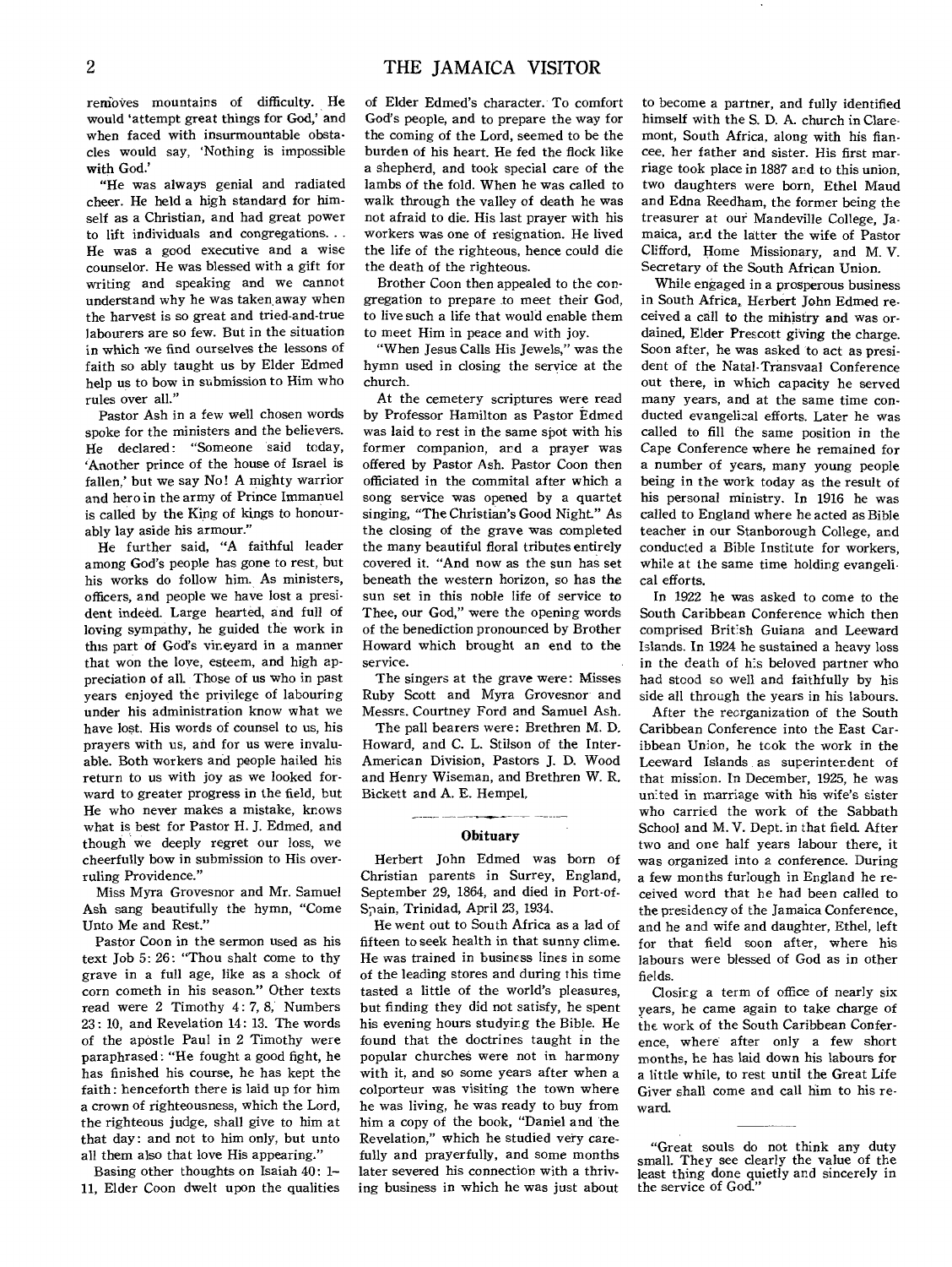removes mountains of difficulty. He would 'attempt great things for God,' and when faced with insurmountable obstacles would say, 'Nothing is impossible with God.'

"He was always genial and radiated cheer. He held a high standard for himself as a Christian, and had great power to lift individuals and congregations. . . He was a good executive and a wise counselor. He was blessed with a gift for writing and speaking and we cannot understand why he was taken away when the harvest is so great and tried-and-true labourers are so few. But in the situation in which we find ourselves the lessons of faith so ably taught us by Elder Edmed help us to bow in submission to Him who rules over all."

Pastor Ash in a few well chosen words spoke for the ministers and the believers. He declared: "Someone said today, 'Another prince of the house of Israel is fallen,' but we say No! A mighty warrior and hero in the army of Prince Immanuel is called by the King of kings to honourably lay aside his armour."

He further said, "A faithful leader among God's people has gone to rest, but his works do follow him. As ministers, officers, and people we have lost a president indeed. Large hearted, and full of loving sympathy, he guided the work in this part of God's vineyard in a manner that won the love, esteem, and high appreciation of all. Those of us who in past years enjoyed the privilege of labouring under his administration know what we have lost. His words of counsel to us, his prayers with us, and for us were invaluable. Both workers and people hailed his return to us with joy as we looked forward to greater progress in the field, but He who never makes a mistake, knows what is best for Pastor H. J. Edmed, and though we deeply regret our loss, we cheerfully bow in submission to His overruling Providence."

Miss Myra Grovesnor and Mr. Samuel Ash sang beautifully the hymn, "Come Unto Me and Rest."

Pastor Coon in the sermon used as his text Job 5: 26: "Thou shalt come to thy grave in a full age, like as a shock of corn cometh in his season." Other texts read were 2 Timothy 4: 7, 8, Numbers 23: 10, and Revelation 14: 13. The words of the apostle Paul in 2 Timothy were paraphrased: "He fought a good fight, he has finished his course, he has kept the faith: henceforth there is laid up for him a crown of righteousness, which the Lord, the righteous judge, shall give to him at that day: and not to him only, but unto all them also that love His appearing."

Basing other thoughts on Isaiah 40: 1-11, Elder Coon dwelt upon the qualities of Elder Edmed's character. To comfort God's people, and to prepare the way for the coming of the Lord, seemed to be the burden of his heart. He fed the flock like a shepherd, and took special care of the lambs of the fold. When he was called to walk through the valley of death he was not afraid to die. His last prayer with his workers was one of resignation. He lived the life of the righteous, hence could die the death of the righteous.

Brother Coon then appealed to the congregation to prepare to meet their God, to live such a life that would enable them to meet Him in peace and with joy.

"When Jesus Calls His Jewels," was the hymn used in closing the service at the church.

At the cemetery scriptures were read by Professor Hamilton as Pastor Edmed was laid to rest in the same spot with his former companion, and a prayer was offered by Pastor Ash. Pastor Coon then officiated in the commital after which a song service was opened by a quartet singing, "The Christian's Good Night." As the closing of the grave was completed the many beautiful floral tributes entirely covered it. "And now as the sun has set beneath the western horizon, so has the sun set in this noble life of service to Thee, our God," were the opening words of the benediction pronounced by Brother Howard which brought an end to the service.

The singers at the grave were: Misses Ruby Scott and Myra Grovesnor and Messrs. Courtney Ford and Samuel Ash.

The pall bearers were: Brethren M. D. Howard, and C. L. Stilson of the Inter-American Division, Pastors J. D. Wood and Henry Wiseman, and Brethren W. R. Bickett and A. E. Hempel.

### Obituary

Herbert John Edmed was born of Christian parents in Surrey, England, September 29, 1864, and died in Port-of-Spain, Trinidad, April 23, 1934.

He went out to South Africa as a lad of fifteen to seek health in that sunny clime. He was trained in business lines in some of the leading stores and during this time tasted a little of the world's pleasures, but finding they did not satisfy, he spent his evening hours studying the Bible. He found that the doctrines taught in the popular churches were not in harmony with it, and so some years after when a colporteur was visiting the town where he was living, he was ready to buy from him a copy of the book, "Daniel and the Revelation," which he studied very carefully and prayerfully, and some months later severed his connection with a thriving business in which he was just about to become a partner, and fully identified himself with the S. D. A. church in Claremont, South Africa, along with his fiancee, her father and sister. His first marriage took place in 1887 and to this union, two daughters were born, Ethel Maud and Edna Reedham, the former being the treasurer at our Mandeville College, Jamaica, and the latter the wife of Pastor Clifford, Home Missionary, and M. V. Secretary of the South African Union.

While engaged in a prosperous business in South Africa, Herbert John Edmed received a call to the ministry and was ordained, Elder Prescott giving the charge. Soon after, he was asked to act as president of the Natal-Transvaal Conference out there, in which capacity he served many years, and at the same time conducted evangelical efforts. Later he was called to fill the same position in the Cape Conference where he remained for a number of years, many young people being in the work today as the result of his personal ministry. In 1916 he was called to England where he acted as Bible teacher in our Stanborough College, and conducted a Bible Institute for workers, while at the same time holding evangelical efforts.

In 1922 he was asked to come to the South Caribbean Conference which then comprised British Guiana and Leeward Islands. In 1924 he sustained a heavy loss in the death of his beloved partner who had stood so well and faithfully by his side all through the years in his labours.

After the reorganization of the South Caribbean Conference into the East Caribbean Union, he took the work in the Leeward Islands as superintendent of that mission. In December, 1925, he was united in marriage with his wife's sister who carried the work of the Sabbath School and M. V. Dept. in that field. After two and one half years labour there, it was organized into a conference. During a few months furlough in England he received word that he had been called to the presidency of the Jamaica Conference, and he and wife and daughter, Ethel, left for that field soon after, where his labours were blessed of God as in other fields.

Closing a term of office of nearly six years, he came again to take charge of the work of the South Caribbean Conference, where after only a few short months, he has laid down his labours for a little while, to rest until the Great Life Giver shall come and call him to his reward.

---

"Great souls do not think any duty small. They see clearly the value of the least thing done quietly and sincerely in the service of God."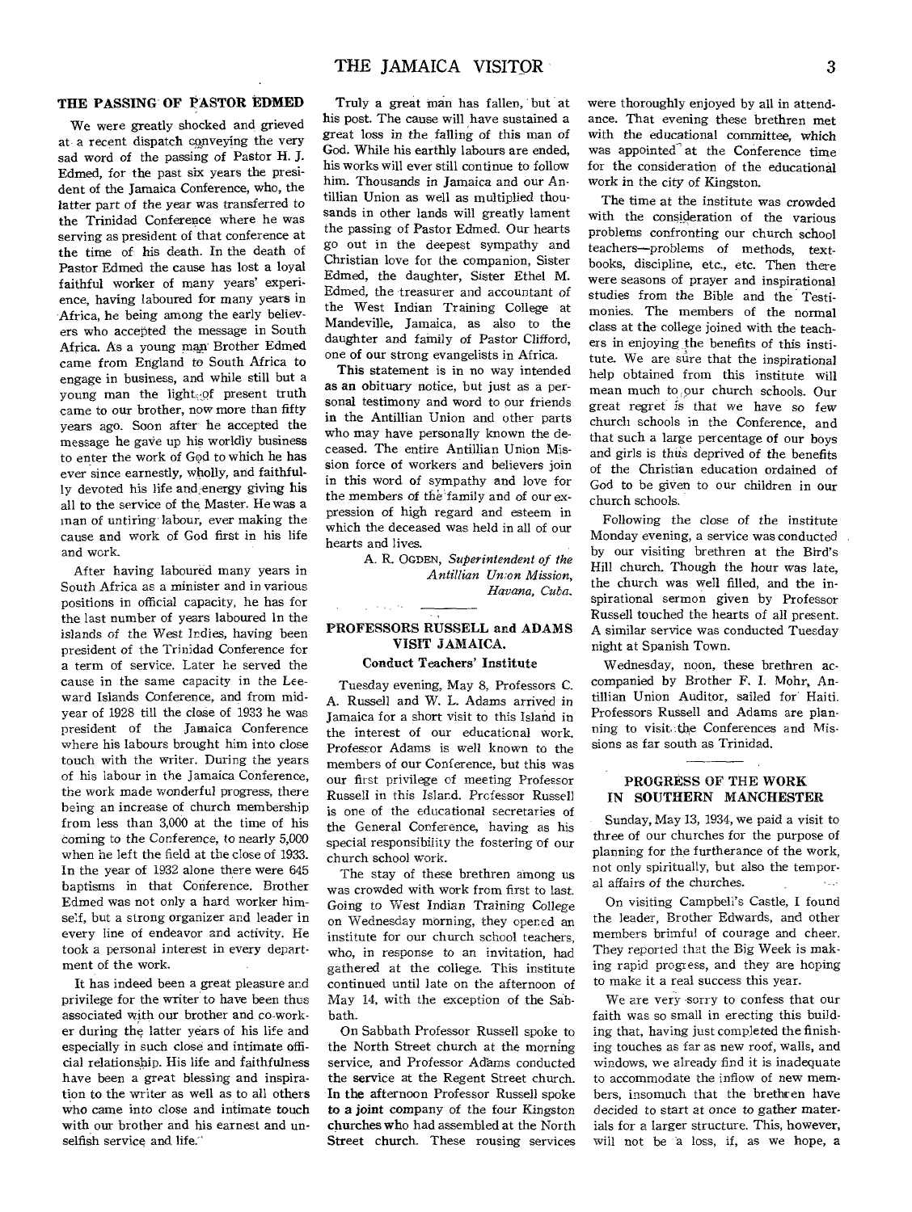## THE PASSING OF PASTOR EDMED

We were greatly shocked and grieved at a recent dispatch conveying the very sad word of the passing of Pastor H. J. Edmed, for the past six years the president of the Jamaica Conference, who, the latter part of the year was transferred to the Trinidad Conference where he was serving as president of that conference at the time of his death. In the death of Pastor Edmed the cause has lost a loyal faithful worker of many years' experience, having laboured for many years in Africa, he being among the early believers who accepted the message in South Africa. As a young man Brother Edmed came from England to South Africa to engage in business, and while still but a young man the light of present truth came to our brother, now more than fifty years ago. Soon after he accepted the message he gave up his worldly business to enter the work of God to which he has ever since earnestly, wholly, and faithfully devoted his life and energy giving his all to the service of the Master. He was a man of untiring labour, ever making the cause and work of God first in his life and work.

After having laboured many years in South Africa as a minister and in various positions in official capacity, he has for the last number of years laboured in the islands of the West Indies, having been president of the Trinidad Conference for a term of service. Later he served the cause in the same capacity in the Leeward Islands Conference, and from mid-year of 1928 till the close of 1933 he was president of the Jamaica Conference where his labours brought him into close touch with the writer. During the years of his labour in the Jamaica Conference, the work made wonderful progress, there being an increase of church membership from less than 3,000 at the time of his coming to the Conference, to nearly 5,000 when he left the field at the close of 1933. In the year of 1932 alone there were 645 baptisms in that Conference. Brother Edmed was not only a hard worker himself, but a strong organizer and leader in every line of endeavor and activity. He took a personal interest in every department of the work.

It has indeed been a great pleasure and privilege for the writer to have been thus associated with our brother and co-worker during the latter years of his life and especially in such close and intimate official relationship. His life and faithfulness have been a great blessing and inspiration to the writer as well as to all others who came into close and intimate touch with our brother and his earnest and unselfish service and life.

Truly a great man has fallen, but at his post. The cause will have sustained a great loss in the falling of this man of God. While his earthly labours are ended, his works will ever still continue to follow him. Thousands in Jamaica and our Antillian Union as well as multiplied thousands in other lands will greatly lament the passing of Pastor Edmed. Our hearts go out in the deepest sympathy and Christian love for the companion, Sister Edmed, the daughter, Sister Ethel M. Edmed, the treasurer and accountant of the West Indian Training College at Mandeville, Jamaica, as also to the daughter and family of Pastor Clifford, one of our strong evangelists in Africa.

This statement is in no way intended as an obituary notice, but just as a personal testimony and word to our friends in the Antillian Union and other parts who may have personally known the deceased. The entire Antillian Union Mission force of workers and believers join in this word of sympathy and love for the members of the family and of our expression of high regard and esteem in which the deceased was held in all of our hearts and lives.

A. R. OGDEN, *Superintendent of the Antillian Union Mission, Havana, Cuba.*

## PROFESSORS RUSSELL and ADAMS VISIT JAMAICA.

### Conduct Teachers' Institute

Tuesday evening, May 8, Professors C. A. Russell and W. L. Adams arrived in Jamaica for a short visit to this Island in the interest of our educational work. Professor Adams is well known to the members of our Conference, but this was our first privilege of meeting Professor Russell in this Island. Professor Russell is one of the educational secretaries of the General Conference, having as his special responsibility the fostering of our church school work.

The stay of these brethren among us was crowded with work from first to last. Going to West Indian Training College on Wednesday morning, they opened an institute for our church school teachers, who, in response to an invitation, had gathered at the college. This institute continued until late on the afternoon of May 14, with the exception of the Sabbath.

On Sabbath Professor Russell spoke to the North Street church at the morning service, and Professor Adams conducted the service at the Regent Street church. In the afternoon Professor Russell spoke to a joint company of the four Kingston churches who had assembled at the North Street church. These rousing services were thoroughly enjoyed by all in attendance. That evening these brethren met with the educational committee, which was appointed at the Conference time for the consideration of the educational work in the city of Kingston.

The time at the institute was crowded with the consideration of the various problems confronting our church school teachers—problems of methods, text-books, discipline, etc., etc. Then there were seasons of prayer and inspirational studies from the Bible and the Testimonies. The members of the normal class at the college joined with the teachers in enjoying the benefits of this institute. We are sure that the inspirational help obtained from this institute will mean much to our church schools. Our great regret is that we have so few church schools in the Conference, and that such a large percentage of our boys and girls is thus deprived of the benefits of the Christian education ordained of God to be given to our children in our church schools.

Following the close of the institute Monday evening, a service was conducted by our visiting brethren at the Bird's Hill church. Though the hour was late, the church was well filled, and the inspirational sermon given by Professor Russell touched the hearts of all present. A similar service was conducted Tuesday night at Spanish Town.

Wednesday, noon, these brethren accompanied by Brother F. I. Mohr, Antillian Union Auditor, sailed for Haiti. Professors Russell and Adams are planning to visit the Conferences and Missions as far south as Trinidad.

## PROGRESS OF THE WORK IN SOUTHERN MANCHESTER

Sunday, May 13, 1934, we paid a visit to three of our churches for the purpose of planning for the furtherance of the work, not only spiritually, but also the temporal affairs of the churches.

On visiting Campbell's Castle, I found the leader, Brother Edwards, and other members brimful of courage and cheer. They reported that the Big Week is making rapid progress, and they are hoping to make it a real success this year.

We are very sorry to confess that our faith was so small in erecting this building that, having just completed the finishing touches as far as new roof, walls, and windows, we already find it is inadequate to accommodate the inflow of new members, insomuch that the brethren have decided to start at once to gather materials for a larger structure. This, however, will not be a loss, if, as we hope, a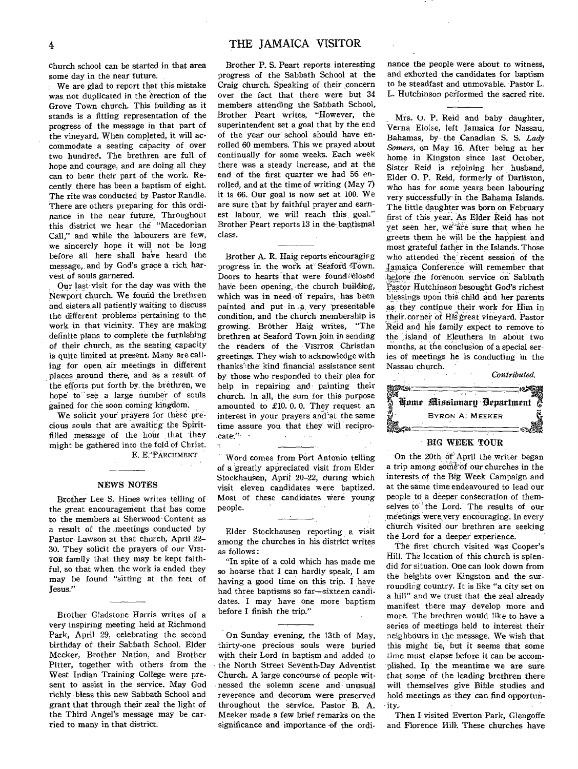church school can be started in that area some day in the near future.

We are glad to report that this mistake was not duplicated in the erection of the Grove Town church. This building as it stands is a fitting representation of the progress of the message in that part of the vineyard. When completed, it will accommodate a seating capacity of over two hundred. The brethren are full of hope and courage, and are doing all they can to bear their part of the work. Recently there has been a baptism of eight. The rite was conducted by Pastor Randle. There are others preparing for this ordinance in the near future. Throughout this district we hear the "Macedonian Call," and while the labourers are few, we sincerely hope it will not be long before all here shall have heard the message, and by God's grace a rich harvest of souls garnered.

Our last visit for the day was with the Newport church. We found the brethren and sisters all patiently waiting to discuss the different problems pertaining to the work in that vicinity. They are making definite plans to complete the furnishing of their church, as the seating capacity is quite limited at present. Many are calling for open air meetings in different places around there, and as a result of the efforts put forth by the brethren, we hope to see a large number of souls gained for the soon coming kingdom.

We solicit your prayers for these precious souls that are awaiting the Spirit-filled message of the hour that they might be gathered into the fold of Christ.

E. E. PARCHMENT

## NEWS NOTES

Brother Lee S. Hines writes telling of the great encouragement that has come to the members at Sherwood Content as a result of the meetings conducted by Pastor Lawson at that church, April 22–30. They solicit the prayers of our VISITOR family that they may be kept faithful, so that when the work is ended they may be found "sitting at the feet of Jesus."

Brother Gladstone Harris writes of a very inspiring meeting held at Richmond Park, April 29, celebrating the second birthday of their Sabbath School. Elder Meeker, Brother Nation, and Brother Pitter, together with others from the West Indian Training College were present to assist in the service. May God richly bless this new Sabbath School and grant that through their zeal the light of the Third Angel's message may be carried to many in that district.

Brother P. S. Peart reports interesting progress of the Sabbath School at the Craig church. Speaking of their concern over the fact that there were but 34 members attending the Sabbath School, Brother Peart writes, "However, the superintendent set a goal that by the end of the year our school should have enrolled 60 members. This we prayed about continually for some weeks. Each week there was a steady increase, and at the end of the first quarter we had 56 enrolled, and at the time of writing (May 7) it is 66. Our goal is now set at 100. We are sure that by faithful prayer and earnest labour, we will reach this goal." Brother Peart reports 13 in the baptismal class.

Brother A. R. Haig reports encouraging progress in the work at Seaford Town. Doors to hearts that were found closed have been opening, the church building, which was in need of repairs, has been painted and put in a very presentable condition, and the church membership is growing. Brother Haig writes, "The brethren at Seaford Town join in sending the readers of the VISITOR Christian greetings. They wish to acknowledge with thanks the kind financial assistance sent by those who responded to their plea for help in repairing and painting their church. In all, the sum for this purpose amounted to £10. 0. 0. They request an interest in your prayers and at the same time assure you that they will reciprocate."

Word comes from Port Antonio telling of a greatly appreciated visit from Elder Stockhausen, April 20–22, during which visit eleven candidates were baptized. Most of these candidates were young people.

Elder Stockhausen reporting a visit among the churches in his district writes as follows:

"In spite of a cold which has made me so hoarse that I can hardly speak, I am having a good time on this trip. I have had three baptisms so far—sixteen candidates. I may have one more baptism before I finish the trip."

On Sunday evening, the 13th of May, thirty-one precious souls were buried with their Lord in baptism and added to the North Street Seventh-Day Adventist Church. A large concourse of people witnessed the solemn scene and unusual reverence and decorum were preserved throughout the service. Pastor B. A. Meeker made a few brief remarks on the significance and importance of the ordinance the people were about to witness, and exhorted the candidates for baptism to be steadfast and unmovable. Pastor L. L. Hutchinson performed the sacred rite.

Mrs. O. P. Reid and baby daughter, Verna Eloise, left Jamaica for Nassau, Bahamas, by the Canadian S. S. *Lady Somers*, on May 16. After being at her home in Kingston since last October, Sister Reid is rejoining her husband, Elder O. P. Reid, formerly of Darliston, who has for some years been labouring very successfully in the Bahama Islands. The little daughter was born on February first of this year. As Elder Reid has not yet seen her, we are sure that when he greets them he will be the happiest and most grateful father in the Islands. Those who attended the recent session of the Jamaica Conference will remember that before the forenoon service on Sabbath Pastor Hutchinson besought God's richest blessings upon this child and her parents as they continue their work for Him in their corner of His great vineyard. Pastor Reid and his family expect to remove to the island of Eleuthera in about two months, at the conclusion of a special series of meetings he is conducting in the Nassau church.

*Contributed.*

## Home Missionary Department

BYRON A. MEEKER

### BIG WEEK TOUR

On the 20th of April the writer began a trip among some of our churches in the interests of the Big Week Campaign and at the same time endeavoured to lead our people to a deeper consecration of themselves to the Lord. The results of our meetings were very encouraging. In every church visited our brethren are seeking the Lord for a deeper experience.

The first church visited was Cooper's Hill. The location of this church is splendid for situation. One can look down from the heights over Kingston and the surrounding country. It is like "a city set on a hill" and we trust that the zeal already manifest there may develop more and more. The brethren would like to have a series of meetings held to interest their neighbours in the message. We wish that this might be, but it seems that some time must elapse before it can be accomplished. In the meantime we are sure that some of the leading brethren there will themselves give Bible studies and hold meetings as they can find opportunity.

Then I visited Everton Park, Glengoffe and Florence Hill. These churches have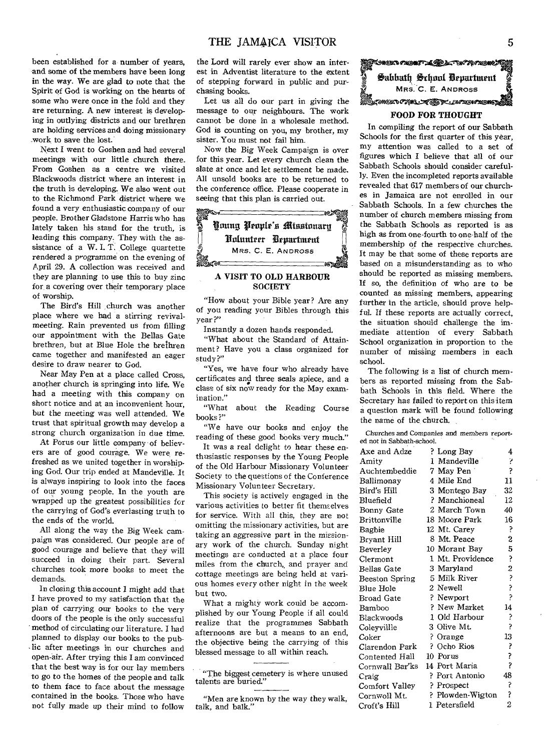been established for a number of years, and some of the members have been long in the way. We are glad to note that the Spirit of God is working on the hearts of some who were once in the fold and they are returning. A new interest is developing in outlying districts and our brethren are holding services and doing missionary work to save the lost.

Next I went to Goshen and had several meetings with our little church there. From Goshen as a centre we visited Blackwoods district where an interest in the truth is developing. We also went out to the Richmond Park district where we found a very enthusiastic company of our people. Brother Gladstone Harris who has lately taken his stand for the truth, is leading this company. They with the assistance of a W. I. T. College quartette rendered a programme on the evening of April 29. A collection was received and they are planning to use this to buy zinc for a covering over their temporary place of worship.

The Bird's Hill church was another place where we had a stirring revival-meeting. Rain prevented us from filling our appointment with the Bellas Gate brethren, but at Blue Hole the brethren came together and manifested an eager desire to draw nearer to God.

Near May Pen at a place called Cross, another church is springing into life. We had a meeting with this company on short notice and at an inconvenient hour, but the meeting was well attended. We trust that spiritual growth may develop a strong church organization in due time.

At Porus our little company of believers are of good courage. We were refreshed as we united together in worshiping God. Our trip ended at Mandeville. It is always inspiring to look into the faces of our young people. In the youth are wrapped up the greatest possibilities for the carrying of God's everlasting truth to the ends of the world.

All along the way the Big Week campaign was considered. Our people are of good courage and believe that they will succeed in doing their part. Several churches took more books to meet the demands.

In closing this account I might add that I have proved to my satisfaction that the plan of carrying our books to the very doors of the people is the only successful method of circulating our literature. I had planned to display our books to the public after meetings in our churches and open-air. After trying this I am convinced that the best way is for our lay members to go to the homes of the people and talk to them face to face about the message contained in the books. Those who have not fully made up their mind to follow the Lord will rarely ever show an interest in Adventist literature to the extent of stepping forward in public and purchasing books.

Let us all do our part in giving the message to our neighbours. The work cannot be done in a wholesale method. God is counting on you, my brother, my sister. You must not fail him.

Now the Big Week Campaign is over for this year. Let every church clean the slate at once and let settlement be made. All unsold books are to be returned to the conference office. Please cooperate in seeing that this plan is carried out.

## Young People's Missionary Volunteer Department

MRS. C. E. ANDROSS

### A VISIT TO OLD HARBOUR SOCIETY

"How about your Bible year? Are any of you reading your Bibles through this year?"

Instantly a dozen hands responded.

"What about the Standard of Attainment? Have you a class organized for study?"

"Yes, we have four who already have certificates and three seals apiece, and a class of six now ready for the May examination."

"What about the Reading Course books?"

"We have our books and enjoy the reading of these good books very much."

It was a real delight to hear these enthusiastic responses by the Young People of the Old Harbour Missionary Volunteer Society to the questions of the Conference Missionary Volunteer Secretary.

This society is actively engaged in the various activities to better fit themselves for service. With all this, they are not omitting the missionary activities, but are taking an aggressive part in the missionary work of the church. Sunday night meetings are conducted at a place four miles from the church, and prayer and cottage meetings are being held at various homes every other night in the week but two.

What a mighty work could be accomplished by our Young People if all could realize that the programmes Sabbath afternoons are but a means to an end, the objective being the carrying of this blessed message to all within reach.

"The biggest cemetery is where unused talents are buried."

"Men are known by the way they walk, talk, and balk."

## Sabbath School Department

MRS. C. E. ANDROSS

### FOOD FOR THOUGHT

In compiling the report of our Sabbath Schools for the first quarter of this year, my attention was called to a set of figures which I believe that all of our Sabbath Schools should consider carefully. Even the incompleted reports available revealed that 617 members of our churches in Jamaica are not enrolled in our Sabbath Schools. In a few churches the number of church members missing from the Sabbath Schools as reported is as high as from one-fourth to one-half of the membership of the respective churches. It may be that some of these reports are based on a misunderstanding as to who should be reported as missing members. If so, the definition of who are to be counted as missing members, appearing further in the article, should prove helpful. If these reports are actually correct, the situation should challenge the immediate attention of every Sabbath School organization in proportion to the number of missing members in each school.

The following is a list of church members as reported missing from the Sabbath Schools in this field. Where the Secretary has failed to report on this item a question mark will be found following the name of the church.

Churches and Companies and members reported not in Sabbath-school.

| Church | Members | Church | Members |
|---|---|---|---|
| Axe and Adze | ? | Long Bay | 4 |
| Amity | 1 | Mandeville | ? |
| Auchtembeddie | 7 | May Pen | ? |
| Ballimonay | 4 | Mile End | 11 |
| Bird's Hill | 3 | Montego Bay | 32 |
| Bluefield | ? | Manchioneal | 12 |
| Bonny Gate | 2 | March Town | 40 |
| Brittonville | 18 | Moore Park | 16 |
| Bagbie | 12 | Mt. Carey | ? |
| Bryant Hill | 8 | Mt. Peace | 2 |
| Beverley | 10 | Morant Bay | 5 |
| Clermont | 1 | Mt. Providence | ? |
| Bellas Gate | 3 | Maryland | 2 |
| Beeston Spring | 5 | Milk River | ? |
| Blue Hole | 2 | Newell | ? |
| Broad Gate | ? | Newport | ? |
| Bamboo | ? | New Market | 14 |
| Blackwoods | 1 | Old Harbour | ? |
| Coleyville | 3 | Olive Mt. | ? |
| Coker | ? | Orange | 13 |
| Clarendon Park | ? | Ocho Rios | ? |
| Contented Hall | 10 | Porus | ? |
| Cornwall Bar'ks | 14 | Port Maria | ? |
| Craig | ? | Port Antonio | 48 |
| Comfort Valley | ? | Prospect | ? |
| Cornwoll Mt. | ? | Plowden-Wigton | ? |
| Croft's Hill | 1 | Petersfield | 2 |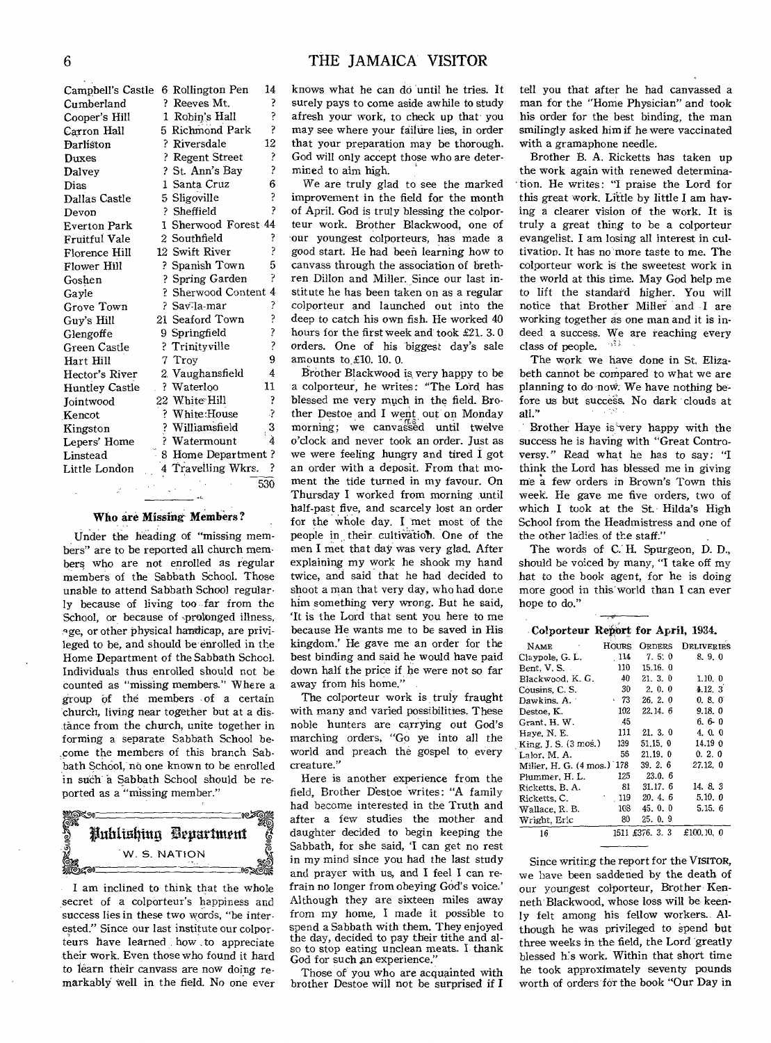| | | | |
|---|---|---|---|
| Campbell's Castle | 6 | Rollington Pen | 14 |
| Cumberland | ? | Reeves Mt. | ? |
| Cooper's Hill | 1 | Robin's Hall | ? |
| Carron Hall | 5 | Richmond Park | ? |
| Darliston | ? | Riversdale | 12 |
| Duxes | ? | Regent Street | ? |
| Dalvey | ? | St. Ann's Bay | ? |
| Dias | 1 | Santa Cruz | 6 |
| Dallas Castle | 5 | Sligoville | ? |
| Devon | ? | Sheffield | ? |
| Everton Park | 1 | Sherwood Forest | 44 |
| Fruitful Vale | 2 | Southfield | ? |
| Florence Hill | 12 | Swift River | ? |
| Flower Hill | ? | Spanish Town | 5 |
| Goshen | ? | Spring Garden | ? |
| Gayle | ? | Sherwood Content | 4 |
| Grove Town | ? | Sav-la-mar | ? |
| Guy's Hill | 21 | Seaford Town | ? |
| Glengoffe | 9 | Springfield | ? |
| Green Castle | ? | Trinityville | ? |
| Hart Hill | 7 | Troy | 9 |
| Hector's River | 2 | Vaughansfield | 4 |
| Huntley Castle | ? | Waterloo | 11 |
| Jointwood | 22 | White Hill | ? |
| Kencot | ? | White House | ? |
| Kingston | ? | Williamsfield | 3 |
| Lepers' Home | ? | Watermount | 4 |
| Linstead | 8 | Home Department | ? |
| Little London | 4 | Travelling Wkrs. | ? |
| | | | 530 |

### Who are Missing Members?

Under the heading of "missing members" are to be reported all church members who are not enrolled as regular members of the Sabbath School. Those unable to attend Sabbath School regularly because of living too far from the School, or because of prolonged illness, age, or other physical handicap, are privileged to be, and should be enrolled in the Home Department of the Sabbath School. Individuals thus enrolled should not be counted as "missing members." Where a group of the members of a certain church, living near together but at a distance from the church, unite together in forming a separate Sabbath School become the members of this branch Sabbath School, no one known to be enrolled in such a Sabbath School should be reported as a "missing member."

## Publishing Department

W. S. NATION

I am inclined to think that the whole secret of a colporteur's happiness and success lies in these two words, "be interested." Since our last institute our colporteurs have learned how to appreciate their work. Even those who found it hard to learn their canvass are now doing remarkably well in the field. No one ever knows what he can do until he tries. It surely pays to come aside awhile to study afresh your work, to check up that you may see where your failure lies, in order that your preparation may be thorough. God will only accept those who are determined to aim high.

We are truly glad to see the marked improvement in the field for the month of April. God is truly blessing the colporteur work. Brother Blackwood, one of our youngest colporteurs, has made a good start. He had been learning how to canvass through the association of brethren Dillon and Miller. Since our last institute he has been taken on as a regular colporteur and launched out into the deep to catch his own fish. He worked 40 hours for the first week and took £21. 3. 0 orders. One of his biggest day's sale amounts to £10. 10. 0.

Brother Blackwood is very happy to be a colporteur, he writes: "The Lord has blessed me very much in the field. Brother Destoe and I went out on Monday morning; we canvassed until twelve o'clock and never took an order. Just as we were feeling hungry and tired I got an order with a deposit. From that moment the tide turned in my favour. On Thursday I worked from morning until half-past five, and scarcely lost an order for the whole day. I met most of the people in their cultivation. One of the men I met that day was very glad. After explaining my work he shook my hand twice, and said that he had decided to shoot a man that very day, who had done him something very wrong. But he said, 'It is the Lord that sent you here to me because He wants me to be saved in His kingdom.' He gave me an order for the best binding and said he would have paid down half the price if he were not so far away from his home."

The colporteur work is truly fraught with many and varied possibilities. These noble hunters are carrying out God's marching orders, "Go ye into all the world and preach the gospel to every creature."

Here is another experience from the field, Brother Destoe writes: "A family had become interested in the Truth and after a few studies the mother and daughter decided to begin keeping the Sabbath, for she said, 'I can get no rest in my mind since you had the last study and prayer with us, and I feel I can refrain no longer from obeying God's voice.' Although they are sixteen miles away from my home, I made it possible to spend a Sabbath with them. They enjoyed the day, decided to pay their tithe and also to stop eating unclean meats. I thank God for such an experience."

Those of you who are acquainted with brother Destoe will not be surprised if I tell you that after he had canvassed a man for the "Home Physician" and took his order for the best binding, the man smilingly asked him if he were vaccinated with a gramaphone needle.

Brother B. A. Ricketts has taken up the work again with renewed determination. He writes: "I praise the Lord for this great work. Little by little I am having a clearer vision of the work. It is truly a great thing to be a colporteur evangelist. I am losing all interest in cultivation. It has no more taste to me. The colporteur work is the sweetest work in the world at this time. May God help me to lift the standard higher. You will notice that Brother Miller and I are working together as one man and it is indeed a success. We are reaching every class of people.

The work we have done in St. Elizabeth cannot be compared to what we are planning to do now. We have nothing before us but success. No dark clouds at all."

Brother Haye is very happy with the success he is having with "Great Controversy." Read what he has to say: "I think the Lord has blessed me in giving me a few orders in Brown's Town this week. He gave me five orders, two of which I took at the St. Hilda's High School from the Headmistress and one of the other ladies of the staff."

The words of C. H. Spurgeon, D. D., should be voiced by many, "I take off my hat to the book agent, for he is doing more good in this world than I can ever hope to do."

### Colporteur Report for April, 1934.

| NAME | HOURS | ORDERS | DELIVERIES |
|---|---|---|---|
| Claypole, G. L. | 114 | 7. 5. 0 | 8. 9. 0 |
| Bent, V. S. | 110 | 15.16. 0 | |
| Blackwood, K. G. | 40 | 21. 3. 0 | 1.10. 0 |
| Cousins, C. S. | 30 | 2. 0. 0 | 4.12. 3 |
| Dawkins, A. | 73 | 26. 2. 0 | 0. 8. 0 |
| Destoe, K. | 102 | 22.14. 6 | 9.18. 0 |
| Grant, H. W. | 45 | | 6. 6. 0 |
| Haye, N. E. | 111 | 21. 3. 0 | 4. 0. 0 |
| King, J. S. (3 mos.) | 139 | 51.15. 0 | 14.19 0 |
| Lalor, M. A. | 56 | 21.19. 0 | 0. 2. 0 |
| Miller, H. G. (4 mos.) | 178 | 39. 2. 6 | 27.12. 0 |
| Plummer, H. L. | 125 | 23.0. 6 | |
| Ricketts, B. A. | 81 | 31.17. 6 | 14. 8. 3 |
| Ricketts, C. | 119 | 20. 4. 6 | 5.10. 0 |
| Wallace, R. B. | 168 | 45. 0. 0 | 5.15. 6 |
| Wright, Eric | 80 | 25. 0. 9 | |
| 16 | 1511 | £376. 3. 3 | £100.10. 0 |

Since writing the report for the VISITOR, we have been saddened by the death of our youngest colporteur, Brother Kenneth Blackwood, whose loss will be keenly felt among his fellow workers. Although he was privileged to spend but three weeks in the field, the Lord greatly blessed his work. Within that short time he took approximately seventy pounds worth of orders for the book "Our Day in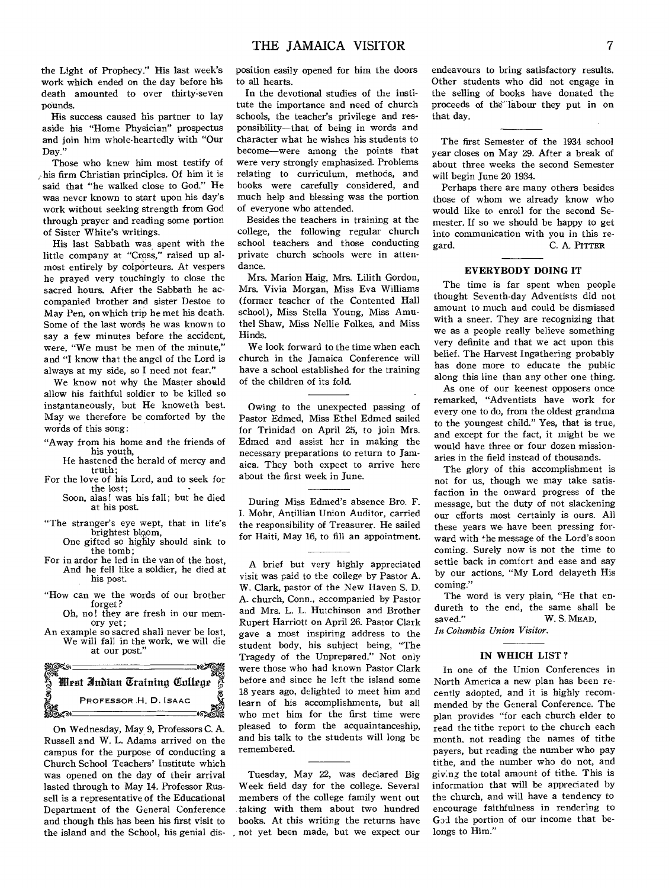the Light of Prophecy." His last week's work which ended on the day before his death amounted to over thirty-seven pounds.

His success caused his partner to lay aside his "Home Physician" prospectus and join him whole-heartedly with "Our Day."

Those who knew him most testify of his firm Christian principles. Of him it is said that "he walked close to God." He was never known to start upon his day's work without seeking strength from God through prayer and reading some portion of Sister White's writings.

His last Sabbath was spent with the little company at "Cross," raised up almost entirely by colporteurs. At vespers he prayed very touchingly to close the sacred hours. After the Sabbath he accompanied brother and sister Destoe to May Pen, on which trip he met his death. Some of the last words he was known to say a few minutes before the accident, were, "We must be men of the minute," and "I know that the angel of the Lord is always at my side, so I need not fear."

We know not why the Master should allow his faithful soldier to be killed so instantaneously, but He knoweth best. May we therefore be comforted by the words of this song:

"Away from his home and the friends of his youth,
He hastened the herald of mercy and truth;
For the love of his Lord, and to seek for the lost;
Soon, alas! was his fall; but he died at his post.

"The stranger's eye wept, that in life's brightest bloom,
One gifted so highly should sink to the tomb;
For in ardor he led in the van of the host,
And he fell like a soldier, he died at his post.

"How can we the words of our brother forget?
Oh, no! they are fresh in our memory yet;
An example so sacred shall never be lost,
We will fall in the work, we will die at our post."

## West Indian Training College

PROFESSOR H. D. ISAAC

On Wednesday, May 9, Professors C. A. Russell and W. L. Adams arrived on the campus for the purpose of conducting a Church School Teachers' Institute which was opened on the day of their arrival lasted through to May 14. Professor Russell is a representative of the Educational Department of the General Conference and though this has been his first visit to the island and the School, his genial disposition easily opened for him the doors to all hearts.

In the devotional studies of the institute the importance and need of church schools, the teacher's privilege and responsibility—that of being in words and character what he wishes his students to become—were among the points that were very strongly emphasized. Problems relating to curriculum, methods, and books were carefully considered, and much help and blessing was the portion of everyone who attended.

Besides the teachers in training at the college, the following regular church school teachers and those conducting private church schools were in attendance.

Mrs. Marion Haig, Mrs. Lilith Gordon, Mrs. Vivia Morgan, Miss Eva Williams (former teacher of the Contented Hall school), Miss Stella Young, Miss Amuthel Shaw, Miss Nellie Folkes, and Miss Hinds.

We look forward to the time when each church in the Jamaica Conference will have a school established for the training of the children of its fold.

---

Owing to the unexpected passing of Pastor Edmed, Miss Ethel Edmed sailed for Trinidad on April 25, to join Mrs. Edmed and assist her in making the necessary preparations to return to Jamaica. They both expect to arrive here about the first week in June.

---

During Miss Edmed's absence Bro. F. I. Mohr, Antillian Union Auditor, carried the responsibility of Treasurer. He sailed for Haiti, May 16, to fill an appointment.

---

A brief but very highly appreciated visit was paid to the college by Pastor A. W. Clark, pastor of the New Haven S. D. A. church, Conn., accompanied by Pastor and Mrs. L. L. Hutchinson and Brother Rupert Harriott on April 26. Pastor Clark gave a most inspiring address to the student body, his subject being, "The Tragedy of the Unprepared." Not only were those who had known Pastor Clark before and since he left the island some 18 years ago, delighted to meet him and learn of his accomplishments, but all who met him for the first time were pleased to form the acquaintanceship, and his talk to the students will long be remembered.

---

Tuesday, May 22, was declared Big Week field day for the college. Several members of the college family went out taking with them about two hundred books. At this writing the returns have not yet been made, but we expect our endeavours to bring satisfactory results. Other students who did not engage in the selling of books have donated the proceeds of the labour they put in on that day.

---

The first Semester of the 1934 school year closes on May 29. After a break of about three weeks the second Semester will begin June 20 1934.

Perhaps there are many others besides those of whom we already know who would like to enroll for the second Semester. If so we should be happy to get into communication with you in this regard.

C. A. PITTER

### EVERYBODY DOING IT

The time is far spent when people thought Seventh-day Adventists did not amount to much and could be dismissed with a sneer. They are recognizing that we as a people really believe something very definite and that we act upon this belief. The Harvest Ingathering probably has done more to educate the public along this line than any other one thing.

As one of our keenest opposers once remarked, "Adventists have work for every one to do, from the oldest grandma to the youngest child." Yes, that is true, and except for the fact, it might be we would have three or four dozen missionaries in the field instead of thousands.

The glory of this accomplishment is not for us, though we may take satisfaction in the onward progress of the message, but the duty of not slackening our efforts most certainly is ours. All these years we have been pressing forward with the message of the Lord's soon coming. Surely now is not the time to settle back in comfort and ease and say by our actions, "My Lord delayeth His coming."

The word is very plain, "He that endureth to the end, the same shall be saved."

W. S. MEAD,

*In Columbia Union Visitor.*

### IN WHICH LIST?

In one of the Union Conferences in North America a new plan has been recently adopted, and it is highly recommended by the General Conference. The plan provides "for each church elder to read the tithe report to the church each month, not reading the names of tithe payers, but reading the number who pay tithe, and the number who do not, and giving the total amount of tithe. This is information that will be appreciated by the church, and will have a tendency to encourage faithfulness in rendering to God the portion of our income that belongs to Him."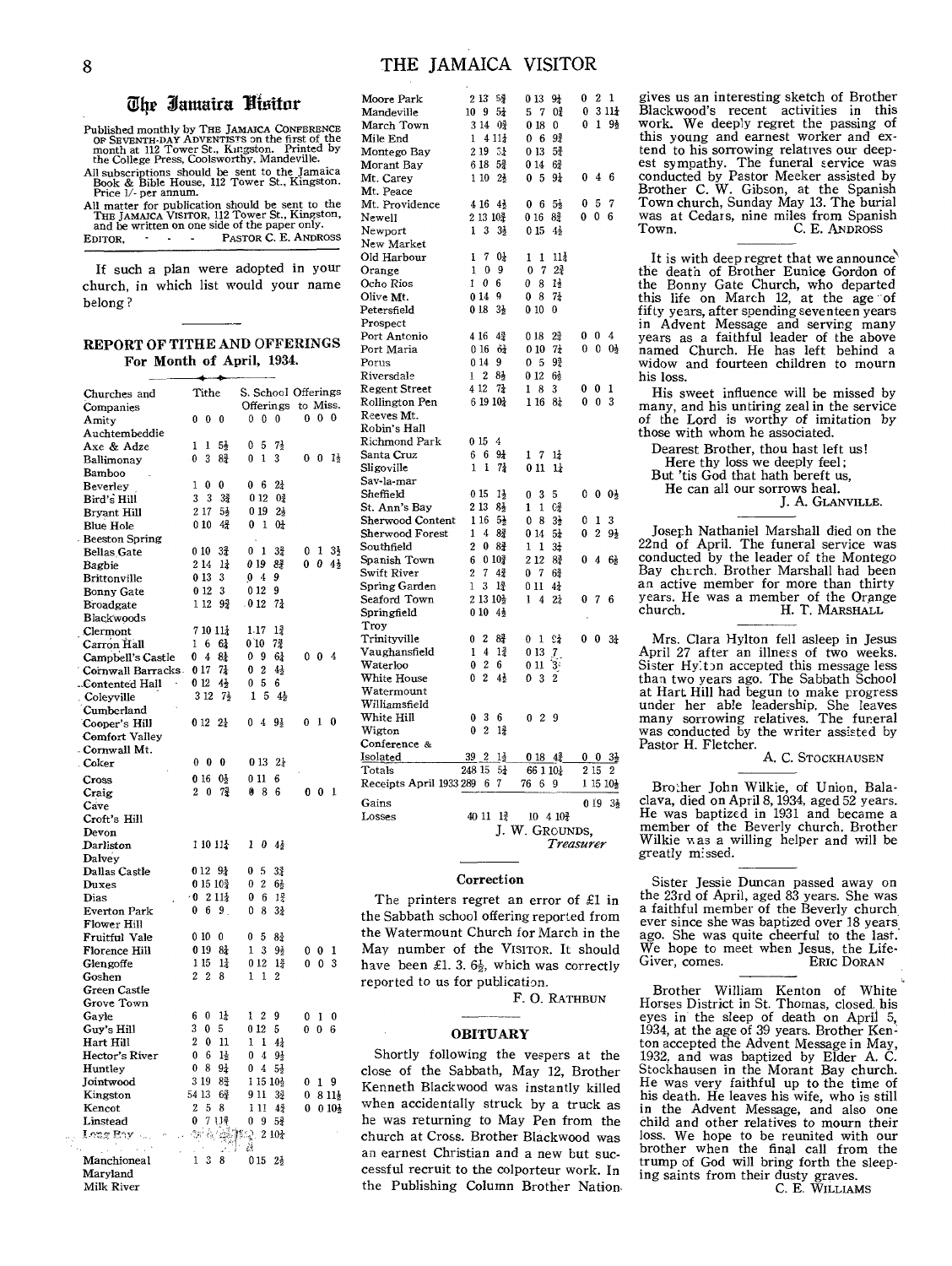# The Jamaica Visitor

Published monthly by THE JAMAICA CONFERENCE OF SEVENTH-DAY ADVENTISTS on the first of the month at 112 Tower St., Kingston. Printed by the College Press, Coolsworthy, Mandeville.

All subscriptions should be sent to the Jamaica Book & Bible House, 112 Tower St., Kingston. Price 1/- per annum.

All matter for publication should be sent to the THE JAMAICA VISITOR, 112 Tower St., Kingston, and be written on one side of the paper only.

EDITOR, - - - PASTOR C. E. ANDROSS

If such a plan were adopted in your church, in which list would your name belong?

## REPORT OF TITHE AND OFFERINGS
### For Month of April, 1934.

| Churches and Companies | Tithe | S. School Offerings | Offerings to Miss. |
|---|---|---|---|
| Amity | 0 0 0 | 0 0 0 | 0 0 0 |
| Auchtembeddie | | | |
| Axe & Adze | 1 1 5½ | 0 5 7½ | |
| Ballimonay | 0 3 8¾ | 0 1 3 | 0 0 1½ |
| Bamboo | | | |
| Beverley | 1 0 0 | 0 6 2½ | |
| Bird's Hill | 3 3 3¾ | 0 12 0¾ | |
| Bryant Hill | 2 17 5½ | 0 19 2½ | |
| Blue Hole | 0 10 4¾ | 0 1 0½ | |
| Beeston Spring | | | |
| Bellas Gate | 0 10 3¾ | 0 1 3¾ | 0 1 3½ |
| Bagbie | 2 14 1½ | 0 19 8¾ | 0 0 4½ |
| Brittonville | 0 13 3 | 0 4 9 | |
| Bonny Gate | 0 12 3 | 0 12 9 | |
| Broadgate | 1 12 9¾ | 0 12 7¼ | |
| Blackwoods | | | |
| Clermont | 7 10 11½ | 1 17 1¾ | |
| Carron Hall | 1 6 6¾ | 0 10 7¾ | |
| Campbell's Castle | 0 4 8½ | 0 9 6¾ | 0 0 4 |
| Cornwall Barracks | 0 17 7¼ | 0 2 4½ | |
| Contented Hall | 0 12 4½ | 0 5 6 | |
| Coleyville | 3 12 7½ | 1 5 4½ | |
| Cumberland | | | |
| Cooper's Hill | 0 12 2¼ | 0 4 9¾ | 0 1 0 |
| Comfort Valley | | | |
| Cornwall Mt. | | | |
| Coker | 0 0 0 | 0 13 2½ | |
| Cross | 0 16 0½ | 0 11 6 | |
| Craig | 2 0 7¾ | 0 8 6 | 0 0 1 |
| Cave | | | |
| Croft's Hill | | | |
| Devon | | | |
| Darliston | 1 10 11½ | 1 0 4½ | |
| Dalvey | | | |
| Dallas Castle | 0 12 9½ | 0 5 3¾ | |
| Duxes | 0 15 10¾ | 0 2 6½ | |
| Dias | 0 2 11½ | 0 6 1¾ | |
| Everton Park | 0 6 9 | 0 8 3½ | |
| Flower Hill | | | |
| Fruitful Vale | 0 10 0 | 0 5 8½ | |
| Florence Hill | 0 19 8½ | 1 3 9½ | 0 0 1 |
| Glengoffe | 1 15 1½ | 0 12 1¾ | 0 0 3 |
| Goshen | 2 2 8 | 1 1 2 | |
| Green Castle | | | |
| Grove Town | | | |
| Gayle | 6 0 1½ | 1 2 9 | 0 1 0 |
| Guy's Hill | 3 0 5 | 0 12 5 | 0 0 6 |
| Hart Hill | 2 0 11 | 1 1 4½ | |
| Hector's River | 0 6 1½ | 0 4 9½ | |
| Huntley | 0 8 9¼ | 0 4 5¾ | |
| Jointwood | 3 19 8¾ | 1 15 10½ | 0 1 9 |
| Kingston | 54 13 6¾ | 9 11 3¾ | 0 8 11½ |
| Kencot | 2 5 8 | 1 11 4¾ | 0 0 10½ |
| Linstead | 0 7 11¾ | 0 9 5¾ | |
| Long Bay | | 2 10½ | |
| Manchioneal | 1 3 8 | 0 15 2¾ | |
| Maryland | | | |
| Milk River | | | |
| Moore Park | 2 13 5¾ | 0 13 9¼ | 0 2 1 |
| Mandeville | 10 9 5½ | 5 7 0¾ | 0 3 11½ |
| March Town | 3 14 0¾ | 0 18 0 | 0 1 9½ |
| Mile End | 1 4 11½ | 0 6 9¾ | |
| Montego Bay | 2 19 3½ | 0 13 5¾ | |
| Morant Bay | 6 18 5¾ | 0 14 6¾ | |
| Mt. Carey | 1 10 2½ | 0 5 9½ | 0 4 6 |
| Mt. Peace | | | |
| Mt. Providence | 4 16 4½ | 0 6 5½ | 0 5 7 |
| Newell | 2 13 10¾ | 0 16 8¾ | 0 0 6 |
| Newport | 1 3 3½ | 0 15 4½ | |
| New Market | | | |
| Old Harbour | 1 7 0½ | 1 1 11½ | |
| Orange | 1 0 9 | 0 7 2¾ | |
| Ocho Rios | 1 0 6 | 0 8 1½ | |
| Olive Mt. | 0 14 9 | 0 8 7¾ | |
| Petersfield | 0 18 3½ | 0 10 0 | |
| Prospect | | | |
| Port Antonio | 4 16 4¾ | 0 18 2¾ | 0 0 4 |
| Port Maria | 0 16 6½ | 0 10 7½ | 0 0 0½ |
| Porus | 0 14 9 | 0 5 9¾ | |
| Riversdale | 1 2 8½ | 0 12 6½ | |
| Regent Street | 4 12 7¾ | 1 8 3 | 0 0 1 |
| Rollington Pen | 6 19 10½ | 1 16 8½ | 0 0 3 |
| Reeves Mt. | | | |
| Robin's Hall | | | |
| Richmond Park | 0 15 4 | | |
| Santa Cruz | 6 6 9½ | 1 7 1½ | |
| Sligoville | 1 1 7¾ | 0 11 1½ | |
| Sav-la-mar | | | |
| Sheffield | 0 15 1½ | 0 3 5 | 0 0 0½ |
| St. Ann's Bay | 2 13 8½ | 1 1 0¾ | |
| Sherwood Content | 1 16 5½ | 0 8 3½ | 0 1 3 |
| Sherwood Forest | 1 4 8¾ | 0 14 5½ | 0 2 9½ |
| Southfield | 2 0 8¾ | 1 1 3½ | |
| Spanish Town | 6 0 10¾ | 2 12 8¾ | 0 4 6½ |
| Swift River | 2 7 4¾ | 0 7 6¾ | |
| Spring Garden | 1 3 1¾ | 0 11 4½ | |
| Seaford Town | 2 13 10½ | 1 4 2½ | 0 7 6 |
| Springfield | 0 10 4½ | | |
| Troy | | | |
| Trinityville | 0 2 8¾ | 0 1 2¾ | 0 0 3½ |
| Vaughansfield | 1 4 1¾ | 0 13 7 | |
| Waterloo | 0 2 6 | 0 11 3 | |
| White House | 0 2 4½ | 0 3 2 | |
| Watermount | | | |
| Williamsfield | | | |
| White Hill | 0 3 6 | 0 2 9 | |
| Wigton | 0 2 1¾ | | |
| Conference & Isolated | 39 2 1½ | 0 18 4¾ | 0 0 3½ |
| Totals | 248 15 5½ | 66 1 10½ | 2 15 2 |
| Receipts April 1933 | 289 6 7 | 76 6 9 | 1 15 10½ |
| Gains | | | 0 19 3½ |
| Losses | 40 11 1¾ | 10 4 10¾ | |

J. W. GROUNDS,
*Treasurer*

### Correction

The printers regret an error of £1 in the Sabbath school offering reported from the Watermount Church for March in the May number of the VISITOR. It should have been £1. 3. 6½, which was correctly reported to us for publication.

F. O. RATHBUN

### OBITUARY

Shortly following the vespers at the close of the Sabbath, May 12, Brother Kenneth Blackwood was instantly killed when accidentally struck by a truck as he was returning to May Pen from the church at Cross. Brother Blackwood was an earnest Christian and a new but successful recruit to the colporteur work. In the Publishing Column Brother Nation gives us an interesting sketch of Brother Blackwood's recent activities in this work. We deeply regret the passing of this young and earnest worker and extend to his sorrowing relatives our deepest sympathy. The funeral service was conducted by Pastor Meeker assisted by Brother C. W. Gibson, at the Spanish Town church, Sunday May 13. The burial was at Cedars, nine miles from Spanish Town.

C. E. ANDROSS

It is with deep regret that we announce the death of Brother Eunice Gordon of the Bonny Gate Church, who departed this life on March 12, at the age of fifty years, after spending seventeen years in Advent Message and serving many years as a faithful leader of the above named Church. He has left behind a widow and fourteen children to mourn his loss.

His sweet influence will be missed by many, and his untiring zeal in the service of the Lord is worthy of imitation by those with whom he associated.

Dearest Brother, thou hast left us!
Here thy loss we deeply feel;
But 'tis God that hath bereft us,
He can all our sorrows heal.

J. A. GLANVILLE.

Joseph Nathaniel Marshall died on the 22nd of April. The funeral service was conducted by the leader of the Montego Bay church. Brother Marshall had been an active member for more than thirty years. He was a member of the Orange church.

H. T. MARSHALL

Mrs. Clara Hylton fell asleep in Jesus April 27 after an illness of two weeks. Sister Hylton accepted this message less than two years ago. The Sabbath School at Hart Hill had begun to make progress under her able leadership. She leaves many sorrowing relatives. The funeral was conducted by the writer assisted by Pastor H. Fletcher.

A. C. STOCKHAUSEN

Brother John Wilkie, of Union, Balaclava, died on April 8, 1934, aged 52 years. He was baptized in 1931 and became a member of the Beverly church. Brother Wilkie was a willing helper and will be greatly missed.

Sister Jessie Duncan passed away on the 23rd of April, aged 83 years. She was a faithful member of the Beverly church ever since she was baptized over 18 years ago. She was quite cheerful to the last. We hope to meet when Jesus, the Life-Giver, comes.

ERIC DORAN

Brother William Kenton of White Horses District in St. Thomas, closed his eyes in the sleep of death on April 5, 1934, at the age of 39 years. Brother Kenton accepted the Advent Message in May, 1932, and was baptized by Elder A. C. Stockhausen in the Morant Bay church. He was very faithful up to the time of his death. He leaves his wife, who is still in the Advent Message, and also one child and other relatives to mourn their loss. We hope to be reunited with our brother when the final call from the trump of God will bring forth the sleeping saints from their dusty graves.

C. E. WILLIAMS